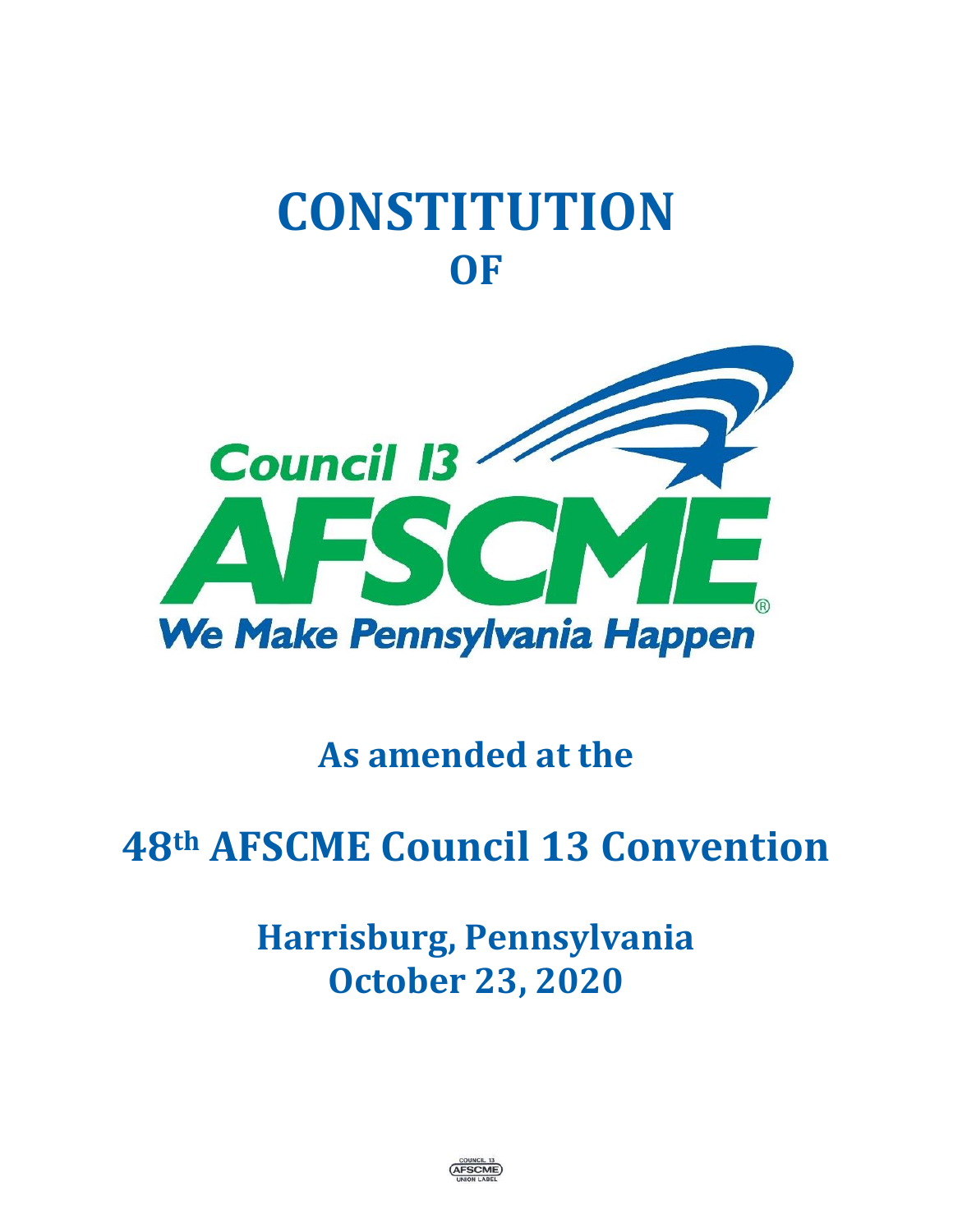# CONSTITUTION
# OF

Council 13

AFSCME

We Make Pennsylvania Happen

## As amended at the

## 48th AFSCME Council 13 Convention

## Harrisburg, Pennsylvania
## October 23, 2020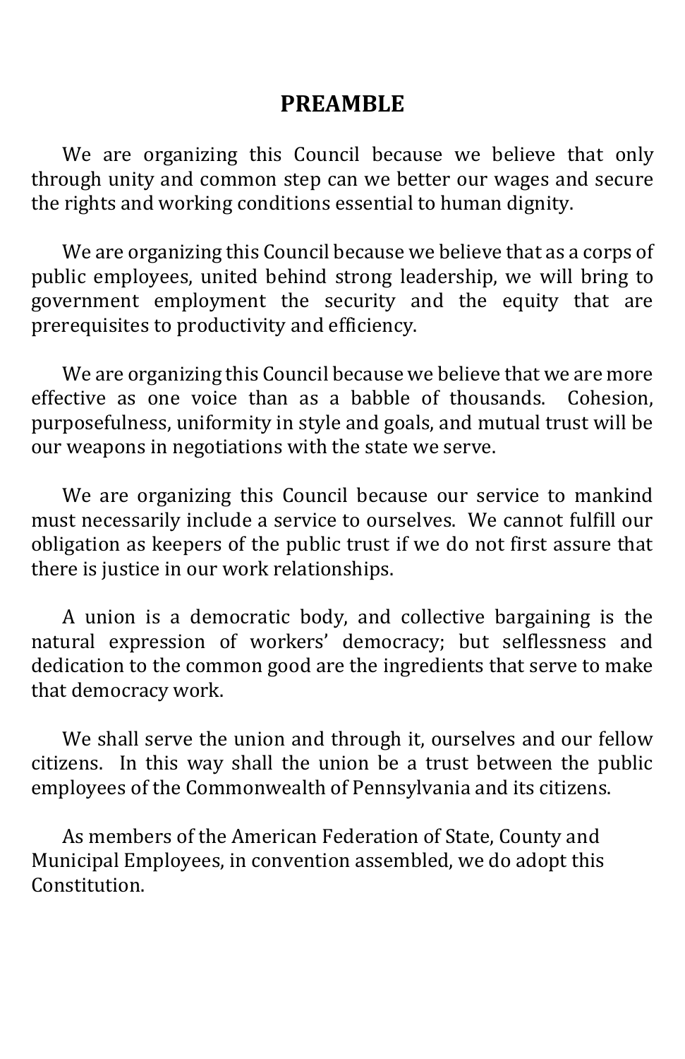# PREAMBLE

We are organizing this Council because we believe that only through unity and common step can we better our wages and secure the rights and working conditions essential to human dignity.

We are organizing this Council because we believe that as a corps of public employees, united behind strong leadership, we will bring to government employment the security and the equity that are prerequisites to productivity and efficiency.

We are organizing this Council because we believe that we are more effective as one voice than as a babble of thousands. Cohesion, purposefulness, uniformity in style and goals, and mutual trust will be our weapons in negotiations with the state we serve.

We are organizing this Council because our service to mankind must necessarily include a service to ourselves. We cannot fulfill our obligation as keepers of the public trust if we do not first assure that there is justice in our work relationships.

A union is a democratic body, and collective bargaining is the natural expression of workers' democracy; but selflessness and dedication to the common good are the ingredients that serve to make that democracy work.

We shall serve the union and through it, ourselves and our fellow citizens. In this way shall the union be a trust between the public employees of the Commonwealth of Pennsylvania and its citizens.

As members of the American Federation of State, County and Municipal Employees, in convention assembled, we do adopt this Constitution.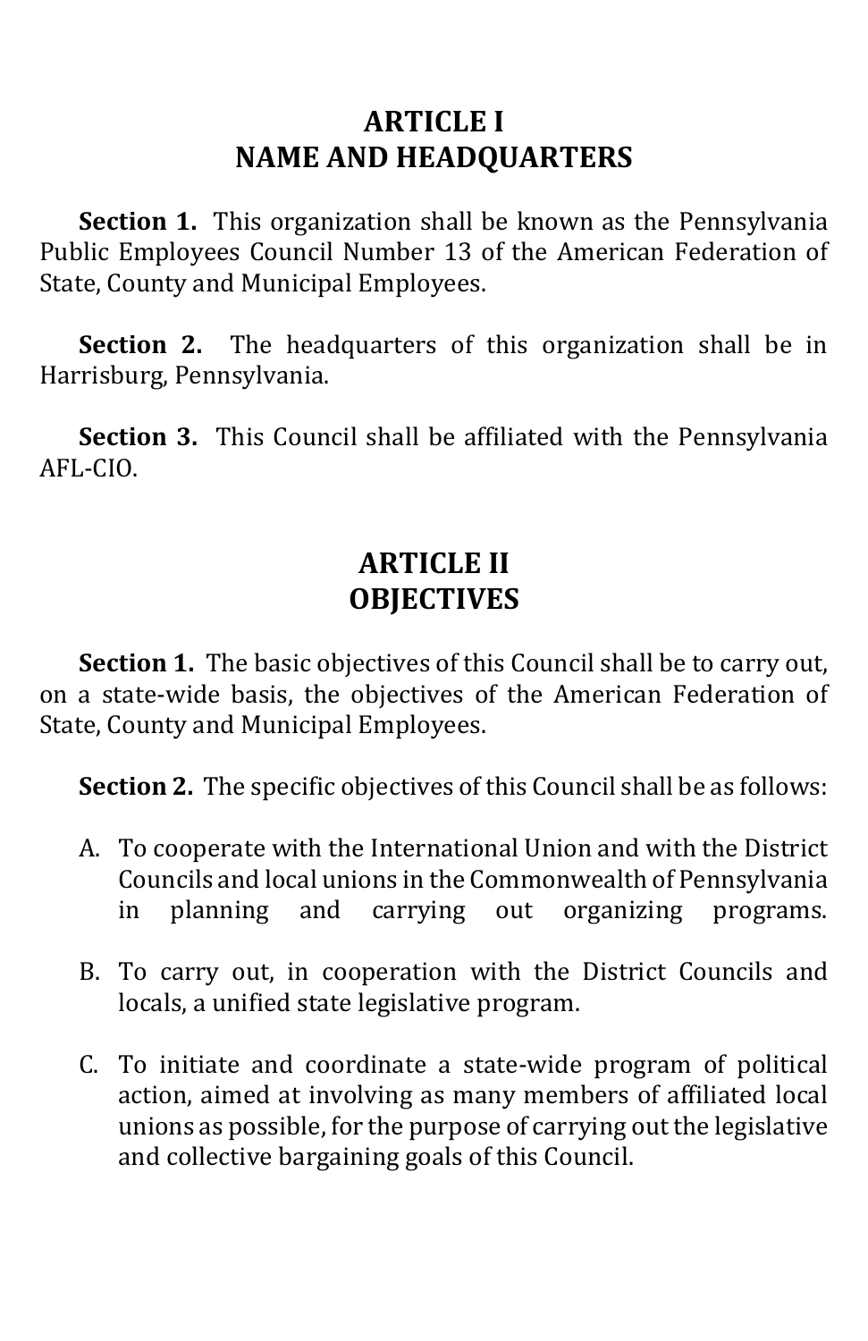## ARTICLE I
## NAME AND HEADQUARTERS

**Section 1.** This organization shall be known as the Pennsylvania Public Employees Council Number 13 of the American Federation of State, County and Municipal Employees.

**Section 2.** The headquarters of this organization shall be in Harrisburg, Pennsylvania.

**Section 3.** This Council shall be affiliated with the Pennsylvania AFL-CIO.

## ARTICLE II
## OBJECTIVES

**Section 1.** The basic objectives of this Council shall be to carry out, on a state-wide basis, the objectives of the American Federation of State, County and Municipal Employees.

**Section 2.** The specific objectives of this Council shall be as follows:

A. To cooperate with the International Union and with the District Councils and local unions in the Commonwealth of Pennsylvania in planning and carrying out organizing programs.

B. To carry out, in cooperation with the District Councils and locals, a unified state legislative program.

C. To initiate and coordinate a state-wide program of political action, aimed at involving as many members of affiliated local unions as possible, for the purpose of carrying out the legislative and collective bargaining goals of this Council.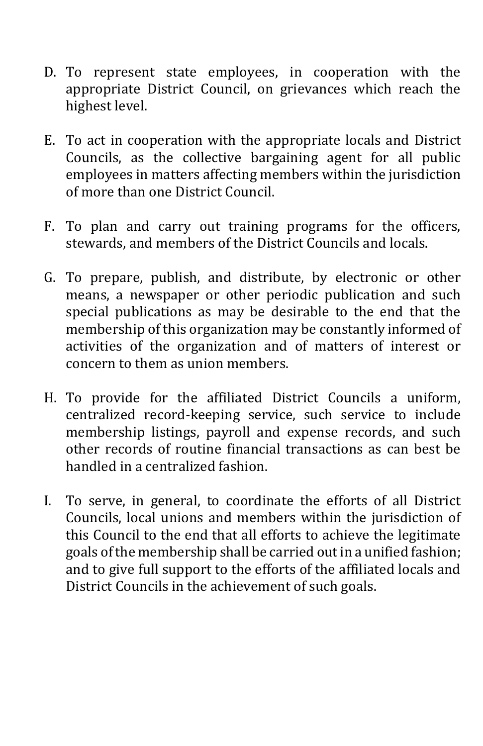D. To represent state employees, in cooperation with the appropriate District Council, on grievances which reach the highest level.

E. To act in cooperation with the appropriate locals and District Councils, as the collective bargaining agent for all public employees in matters affecting members within the jurisdiction of more than one District Council.

F. To plan and carry out training programs for the officers, stewards, and members of the District Councils and locals.

G. To prepare, publish, and distribute, by electronic or other means, a newspaper or other periodic publication and such special publications as may be desirable to the end that the membership of this organization may be constantly informed of activities of the organization and of matters of interest or concern to them as union members.

H. To provide for the affiliated District Councils a uniform, centralized record-keeping service, such service to include membership listings, payroll and expense records, and such other records of routine financial transactions as can best be handled in a centralized fashion.

I. To serve, in general, to coordinate the efforts of all District Councils, local unions and members within the jurisdiction of this Council to the end that all efforts to achieve the legitimate goals of the membership shall be carried out in a unified fashion; and to give full support to the efforts of the affiliated locals and District Councils in the achievement of such goals.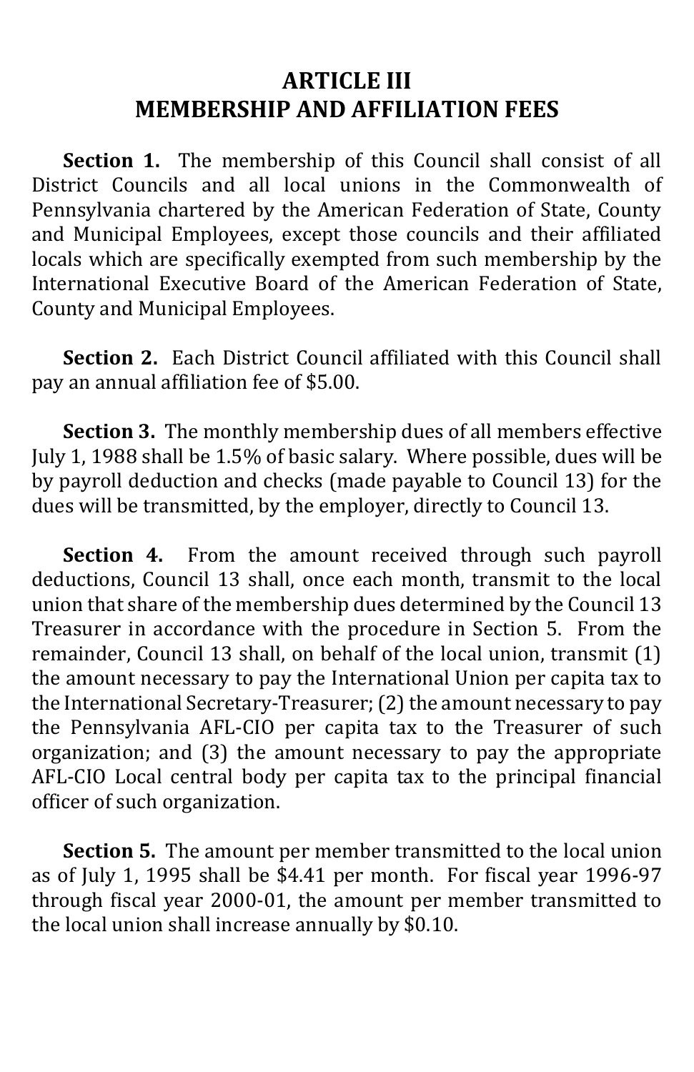# ARTICLE III
# MEMBERSHIP AND AFFILIATION FEES

**Section 1.** The membership of this Council shall consist of all District Councils and all local unions in the Commonwealth of Pennsylvania chartered by the American Federation of State, County and Municipal Employees, except those councils and their affiliated locals which are specifically exempted from such membership by the International Executive Board of the American Federation of State, County and Municipal Employees.

**Section 2.** Each District Council affiliated with this Council shall pay an annual affiliation fee of $5.00.

**Section 3.** The monthly membership dues of all members effective July 1, 1988 shall be 1.5% of basic salary. Where possible, dues will be by payroll deduction and checks (made payable to Council 13) for the dues will be transmitted, by the employer, directly to Council 13.

**Section 4.** From the amount received through such payroll deductions, Council 13 shall, once each month, transmit to the local union that share of the membership dues determined by the Council 13 Treasurer in accordance with the procedure in Section 5. From the remainder, Council 13 shall, on behalf of the local union, transmit (1) the amount necessary to pay the International Union per capita tax to the International Secretary-Treasurer; (2) the amount necessary to pay the Pennsylvania AFL-CIO per capita tax to the Treasurer of such organization; and (3) the amount necessary to pay the appropriate AFL-CIO Local central body per capita tax to the principal financial officer of such organization.

**Section 5.** The amount per member transmitted to the local union as of July 1, 1995 shall be $4.41 per month. For fiscal year 1996-97 through fiscal year 2000-01, the amount per member transmitted to the local union shall increase annually by $0.10.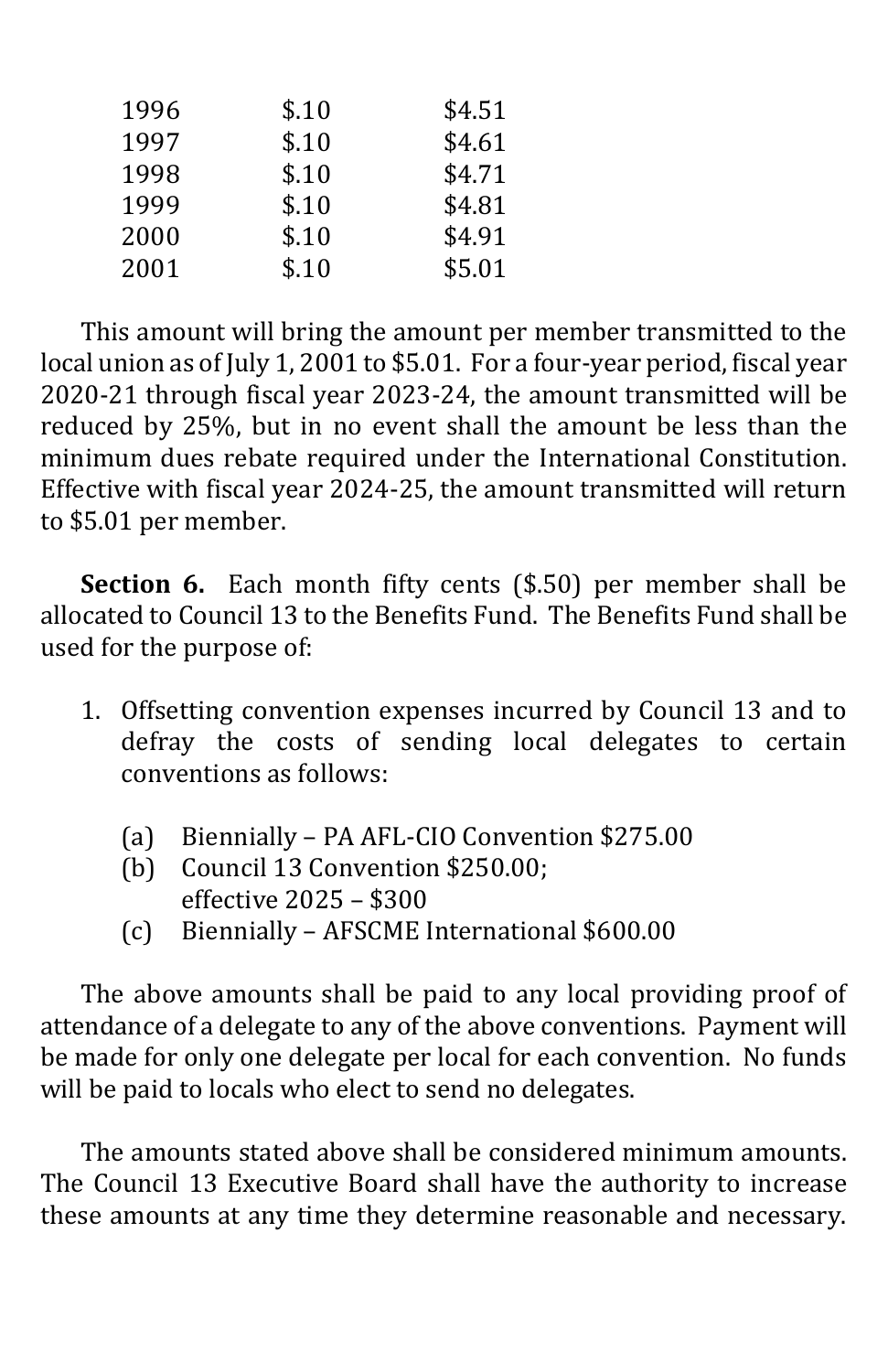| | | |
|---|---|---|
| 1996 | $.10 | $4.51 |
| 1997 | $.10 | $4.61 |
| 1998 | $.10 | $4.71 |
| 1999 | $.10 | $4.81 |
| 2000 | $.10 | $4.91 |
| 2001 | $.10 | $5.01 |

This amount will bring the amount per member transmitted to the local union as of July 1, 2001 to $5.01. For a four-year period, fiscal year 2020-21 through fiscal year 2023-24, the amount transmitted will be reduced by 25%, but in no event shall the amount be less than the minimum dues rebate required under the International Constitution. Effective with fiscal year 2024-25, the amount transmitted will return to $5.01 per member.

**Section 6.** Each month fifty cents ($.50) per member shall be allocated to Council 13 to the Benefits Fund. The Benefits Fund shall be used for the purpose of:

1. Offsetting convention expenses incurred by Council 13 and to defray the costs of sending local delegates to certain conventions as follows:

   (a) Biennially – PA AFL-CIO Convention $275.00
   (b) Council 13 Convention $250.00; effective 2025 – $300
   (c) Biennially – AFSCME International $600.00

The above amounts shall be paid to any local providing proof of attendance of a delegate to any of the above conventions. Payment will be made for only one delegate per local for each convention. No funds will be paid to locals who elect to send no delegates.

The amounts stated above shall be considered minimum amounts. The Council 13 Executive Board shall have the authority to increase these amounts at any time they determine reasonable and necessary.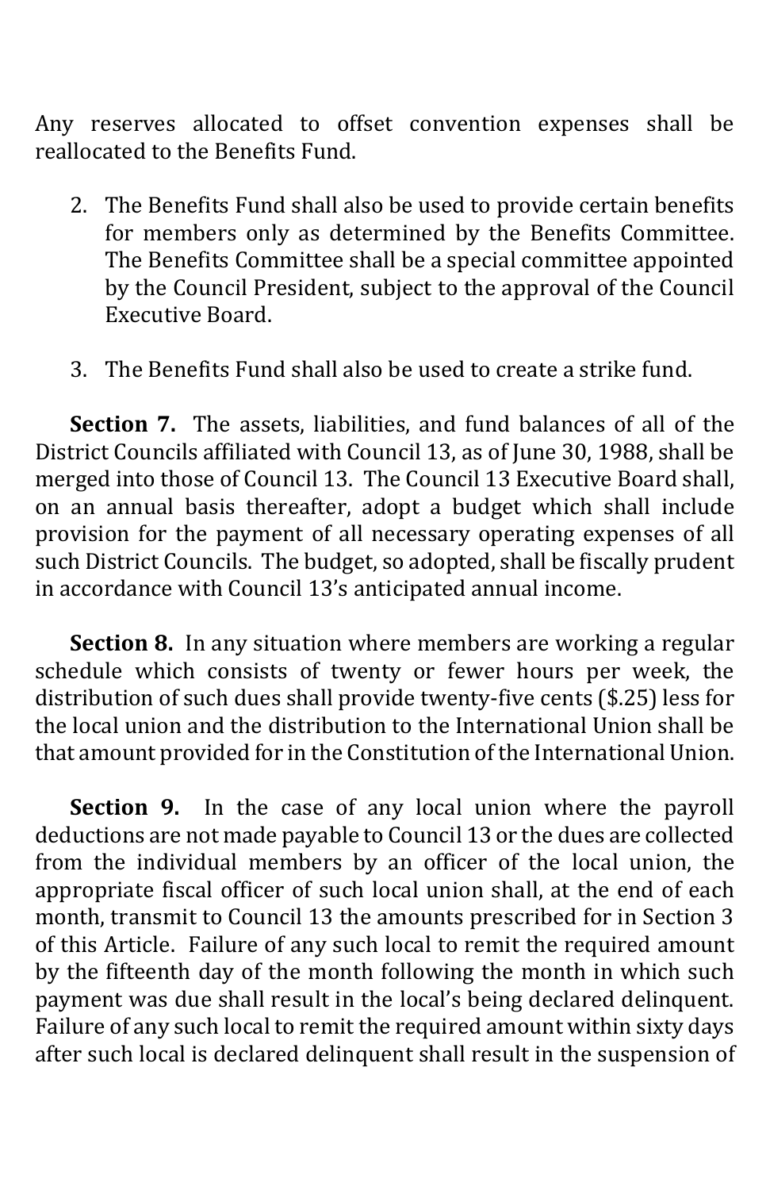Any reserves allocated to offset convention expenses shall be reallocated to the Benefits Fund.

2. The Benefits Fund shall also be used to provide certain benefits for members only as determined by the Benefits Committee. The Benefits Committee shall be a special committee appointed by the Council President, subject to the approval of the Council Executive Board.

3. The Benefits Fund shall also be used to create a strike fund.

**Section 7.** The assets, liabilities, and fund balances of all of the District Councils affiliated with Council 13, as of June 30, 1988, shall be merged into those of Council 13. The Council 13 Executive Board shall, on an annual basis thereafter, adopt a budget which shall include provision for the payment of all necessary operating expenses of all such District Councils. The budget, so adopted, shall be fiscally prudent in accordance with Council 13's anticipated annual income.

**Section 8.** In any situation where members are working a regular schedule which consists of twenty or fewer hours per week, the distribution of such dues shall provide twenty-five cents ($.25) less for the local union and the distribution to the International Union shall be that amount provided for in the Constitution of the International Union.

**Section 9.** In the case of any local union where the payroll deductions are not made payable to Council 13 or the dues are collected from the individual members by an officer of the local union, the appropriate fiscal officer of such local union shall, at the end of each month, transmit to Council 13 the amounts prescribed for in Section 3 of this Article. Failure of any such local to remit the required amount by the fifteenth day of the month following the month in which such payment was due shall result in the local's being declared delinquent. Failure of any such local to remit the required amount within sixty days after such local is declared delinquent shall result in the suspension of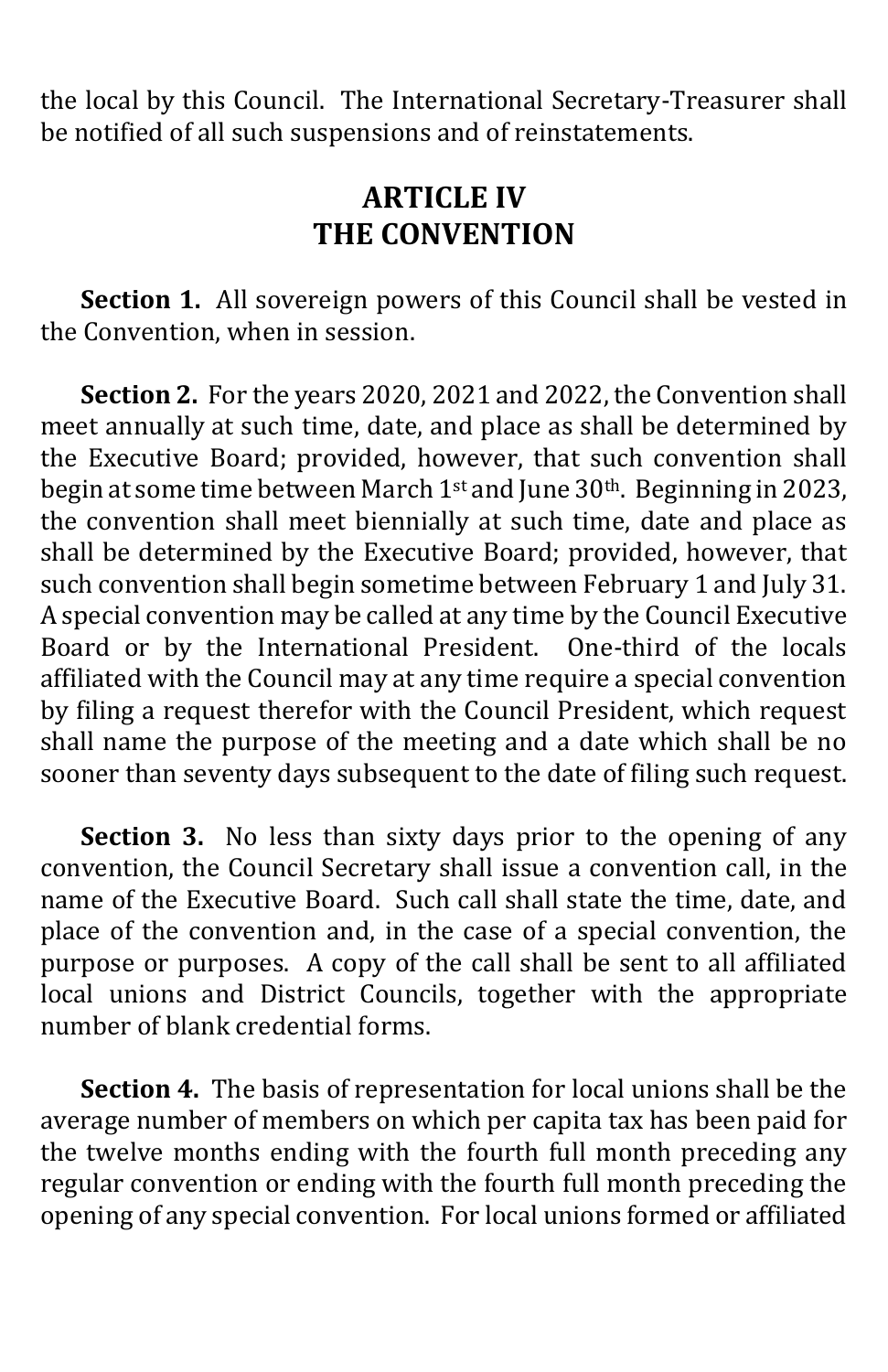the local by this Council. The International Secretary-Treasurer shall be notified of all such suspensions and of reinstatements.

## ARTICLE IV
## THE CONVENTION

**Section 1.** All sovereign powers of this Council shall be vested in the Convention, when in session.

**Section 2.** For the years 2020, 2021 and 2022, the Convention shall meet annually at such time, date, and place as shall be determined by the Executive Board; provided, however, that such convention shall begin at some time between March 1st and June 30th. Beginning in 2023, the convention shall meet biennially at such time, date and place as shall be determined by the Executive Board; provided, however, that such convention shall begin sometime between February 1 and July 31. A special convention may be called at any time by the Council Executive Board or by the International President. One-third of the locals affiliated with the Council may at any time require a special convention by filing a request therefor with the Council President, which request shall name the purpose of the meeting and a date which shall be no sooner than seventy days subsequent to the date of filing such request.

**Section 3.** No less than sixty days prior to the opening of any convention, the Council Secretary shall issue a convention call, in the name of the Executive Board. Such call shall state the time, date, and place of the convention and, in the case of a special convention, the purpose or purposes. A copy of the call shall be sent to all affiliated local unions and District Councils, together with the appropriate number of blank credential forms.

**Section 4.** The basis of representation for local unions shall be the average number of members on which per capita tax has been paid for the twelve months ending with the fourth full month preceding any regular convention or ending with the fourth full month preceding the opening of any special convention. For local unions formed or affiliated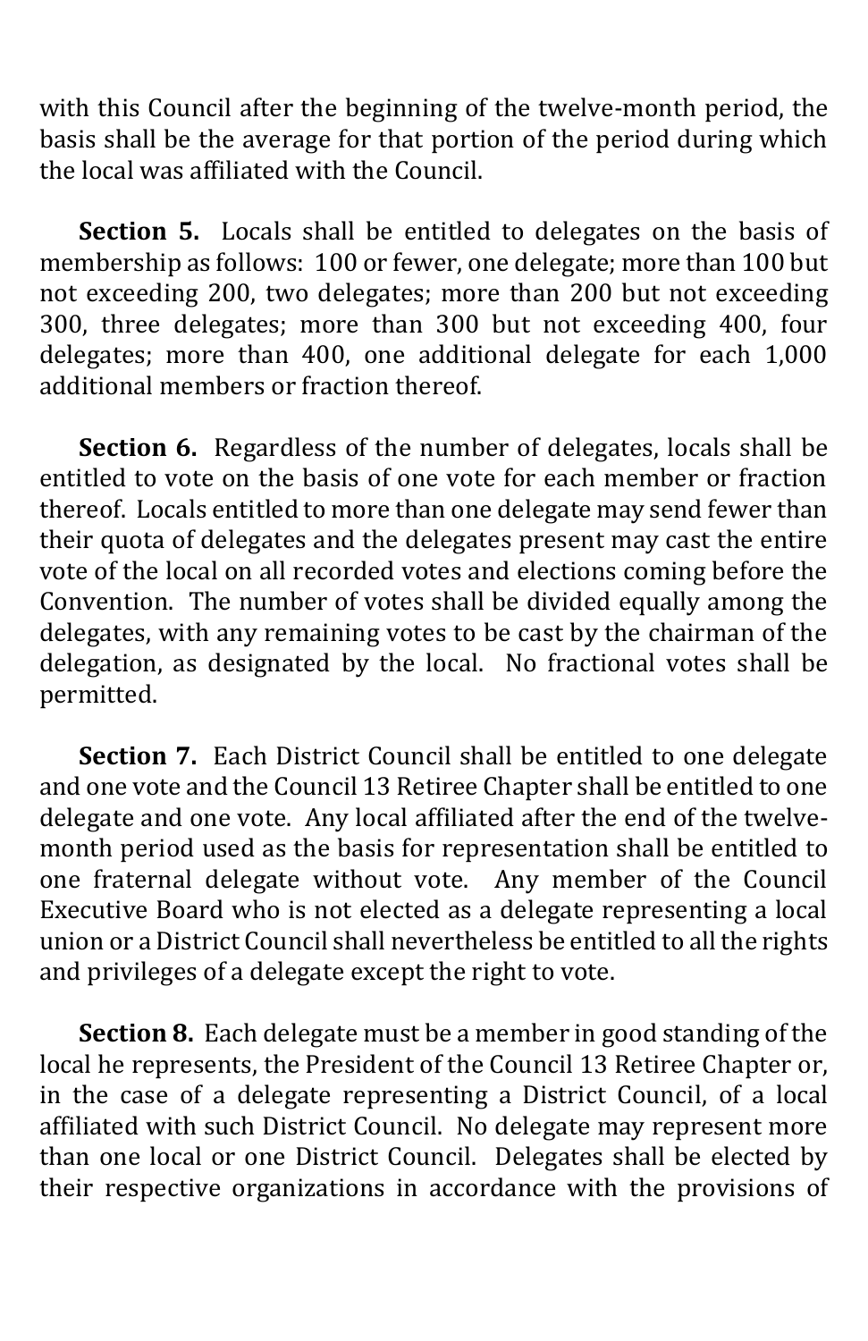with this Council after the beginning of the twelve-month period, the basis shall be the average for that portion of the period during which the local was affiliated with the Council.

**Section 5.** Locals shall be entitled to delegates on the basis of membership as follows: 100 or fewer, one delegate; more than 100 but not exceeding 200, two delegates; more than 200 but not exceeding 300, three delegates; more than 300 but not exceeding 400, four delegates; more than 400, one additional delegate for each 1,000 additional members or fraction thereof.

**Section 6.** Regardless of the number of delegates, locals shall be entitled to vote on the basis of one vote for each member or fraction thereof. Locals entitled to more than one delegate may send fewer than their quota of delegates and the delegates present may cast the entire vote of the local on all recorded votes and elections coming before the Convention. The number of votes shall be divided equally among the delegates, with any remaining votes to be cast by the chairman of the delegation, as designated by the local. No fractional votes shall be permitted.

**Section 7.** Each District Council shall be entitled to one delegate and one vote and the Council 13 Retiree Chapter shall be entitled to one delegate and one vote. Any local affiliated after the end of the twelve-month period used as the basis for representation shall be entitled to one fraternal delegate without vote. Any member of the Council Executive Board who is not elected as a delegate representing a local union or a District Council shall nevertheless be entitled to all the rights and privileges of a delegate except the right to vote.

**Section 8.** Each delegate must be a member in good standing of the local he represents, the President of the Council 13 Retiree Chapter or, in the case of a delegate representing a District Council, of a local affiliated with such District Council. No delegate may represent more than one local or one District Council. Delegates shall be elected by their respective organizations in accordance with the provisions of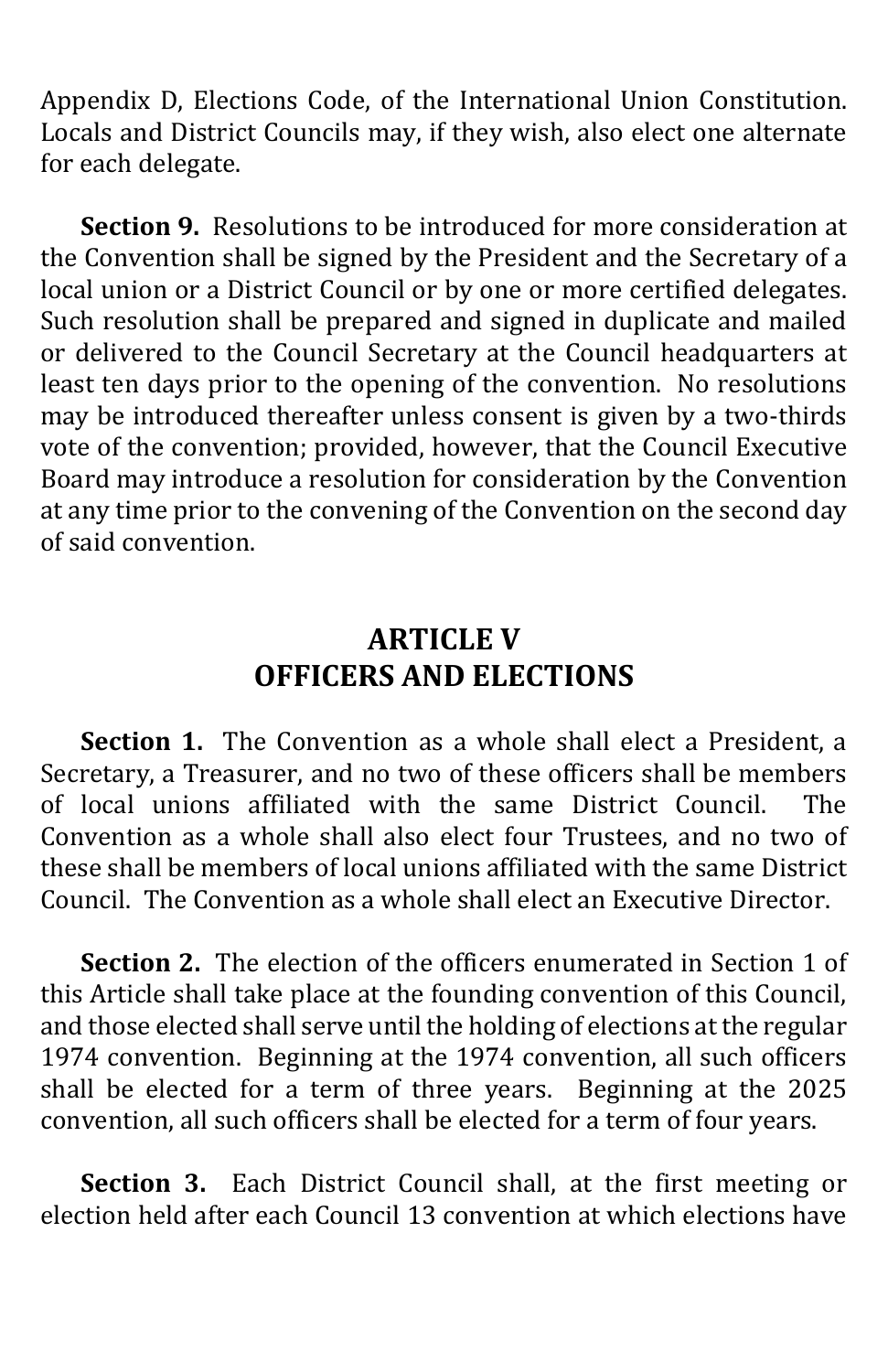Appendix D, Elections Code, of the International Union Constitution. Locals and District Councils may, if they wish, also elect one alternate for each delegate.

**Section 9.** Resolutions to be introduced for more consideration at the Convention shall be signed by the President and the Secretary of a local union or a District Council or by one or more certified delegates. Such resolution shall be prepared and signed in duplicate and mailed or delivered to the Council Secretary at the Council headquarters at least ten days prior to the opening of the convention. No resolutions may be introduced thereafter unless consent is given by a two-thirds vote of the convention; provided, however, that the Council Executive Board may introduce a resolution for consideration by the Convention at any time prior to the convening of the Convention on the second day of said convention.

## ARTICLE V
## OFFICERS AND ELECTIONS

**Section 1.** The Convention as a whole shall elect a President, a Secretary, a Treasurer, and no two of these officers shall be members of local unions affiliated with the same District Council. The Convention as a whole shall also elect four Trustees, and no two of these shall be members of local unions affiliated with the same District Council. The Convention as a whole shall elect an Executive Director.

**Section 2.** The election of the officers enumerated in Section 1 of this Article shall take place at the founding convention of this Council, and those elected shall serve until the holding of elections at the regular 1974 convention. Beginning at the 1974 convention, all such officers shall be elected for a term of three years. Beginning at the 2025 convention, all such officers shall be elected for a term of four years.

**Section 3.** Each District Council shall, at the first meeting or election held after each Council 13 convention at which elections have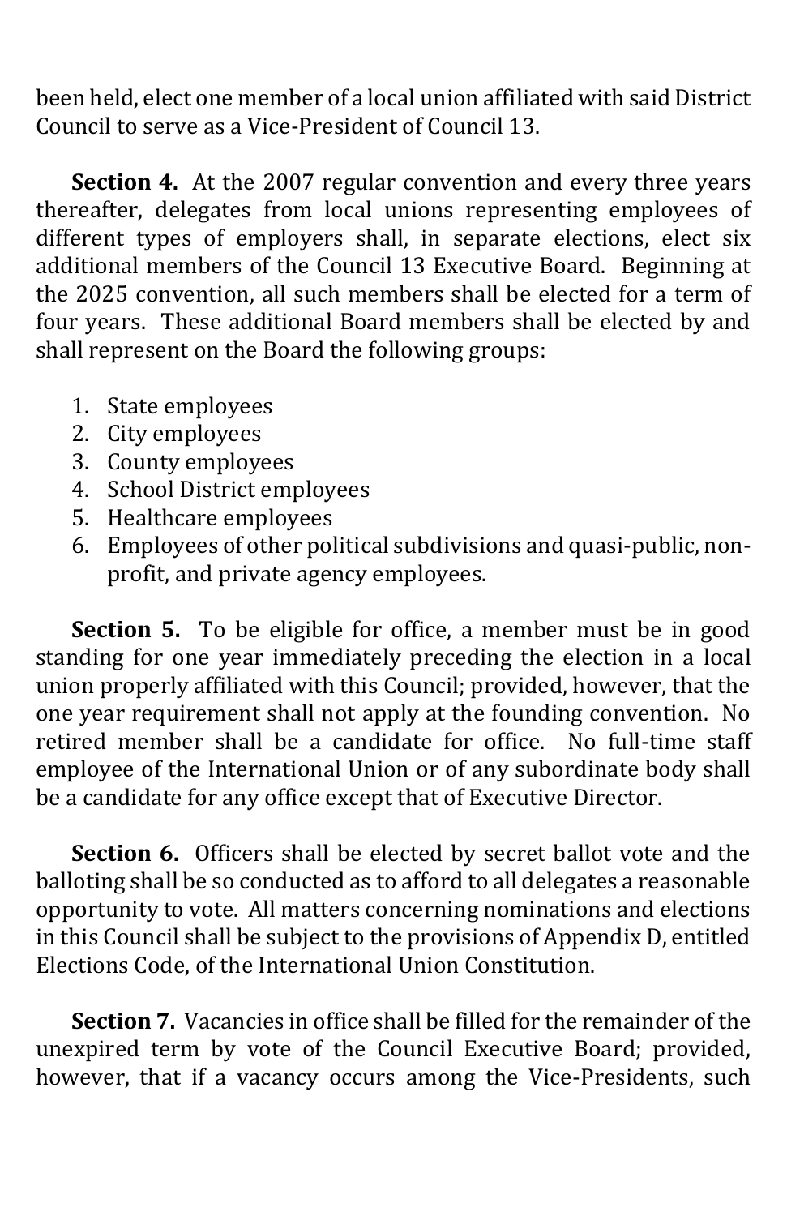been held, elect one member of a local union affiliated with said District Council to serve as a Vice-President of Council 13.

**Section 4.** At the 2007 regular convention and every three years thereafter, delegates from local unions representing employees of different types of employers shall, in separate elections, elect six additional members of the Council 13 Executive Board. Beginning at the 2025 convention, all such members shall be elected for a term of four years. These additional Board members shall be elected by and shall represent on the Board the following groups:

1. State employees
2. City employees
3. County employees
4. School District employees
5. Healthcare employees
6. Employees of other political subdivisions and quasi-public, non-profit, and private agency employees.

**Section 5.** To be eligible for office, a member must be in good standing for one year immediately preceding the election in a local union properly affiliated with this Council; provided, however, that the one year requirement shall not apply at the founding convention. No retired member shall be a candidate for office. No full-time staff employee of the International Union or of any subordinate body shall be a candidate for any office except that of Executive Director.

**Section 6.** Officers shall be elected by secret ballot vote and the balloting shall be so conducted as to afford to all delegates a reasonable opportunity to vote. All matters concerning nominations and elections in this Council shall be subject to the provisions of Appendix D, entitled Elections Code, of the International Union Constitution.

**Section 7.** Vacancies in office shall be filled for the remainder of the unexpired term by vote of the Council Executive Board; provided, however, that if a vacancy occurs among the Vice-Presidents, such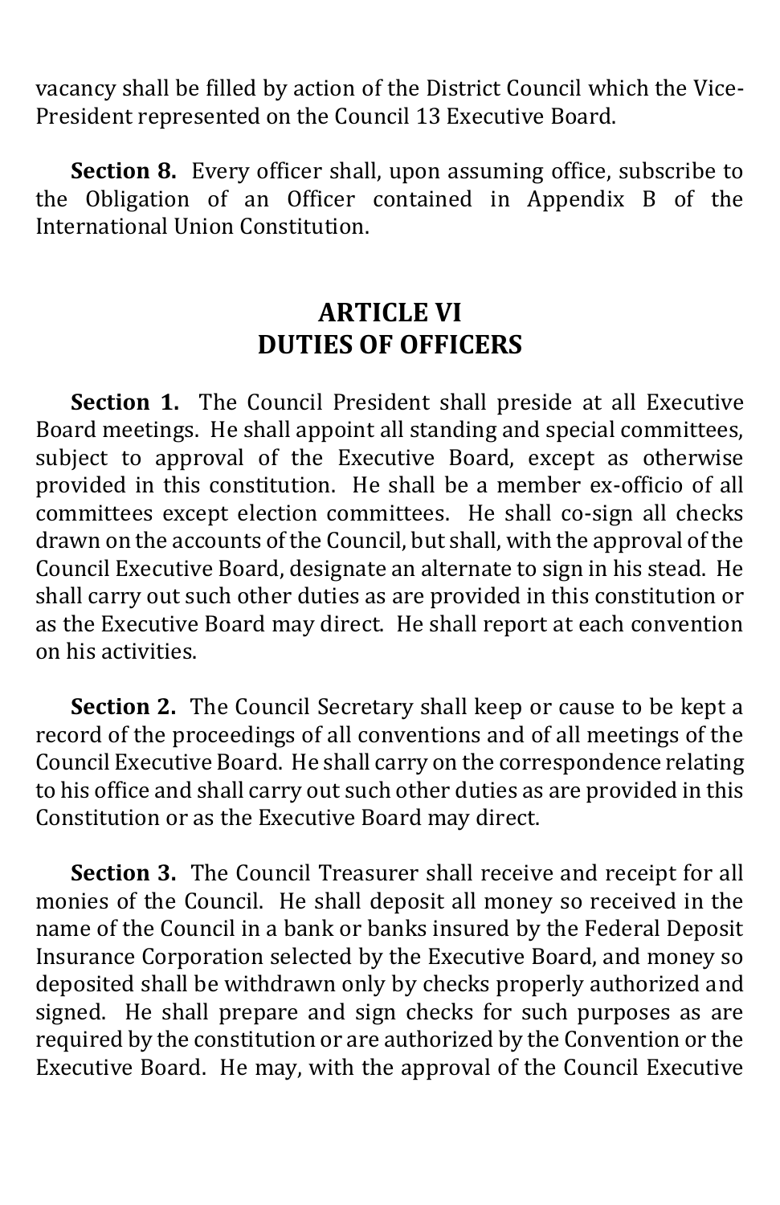vacancy shall be filled by action of the District Council which the Vice-President represented on the Council 13 Executive Board.

**Section 8.** Every officer shall, upon assuming office, subscribe to the Obligation of an Officer contained in Appendix B of the International Union Constitution.

## ARTICLE VI
## DUTIES OF OFFICERS

**Section 1.** The Council President shall preside at all Executive Board meetings. He shall appoint all standing and special committees, subject to approval of the Executive Board, except as otherwise provided in this constitution. He shall be a member ex-officio of all committees except election committees. He shall co-sign all checks drawn on the accounts of the Council, but shall, with the approval of the Council Executive Board, designate an alternate to sign in his stead. He shall carry out such other duties as are provided in this constitution or as the Executive Board may direct. He shall report at each convention on his activities.

**Section 2.** The Council Secretary shall keep or cause to be kept a record of the proceedings of all conventions and of all meetings of the Council Executive Board. He shall carry on the correspondence relating to his office and shall carry out such other duties as are provided in this Constitution or as the Executive Board may direct.

**Section 3.** The Council Treasurer shall receive and receipt for all monies of the Council. He shall deposit all money so received in the name of the Council in a bank or banks insured by the Federal Deposit Insurance Corporation selected by the Executive Board, and money so deposited shall be withdrawn only by checks properly authorized and signed. He shall prepare and sign checks for such purposes as are required by the constitution or are authorized by the Convention or the Executive Board. He may, with the approval of the Council Executive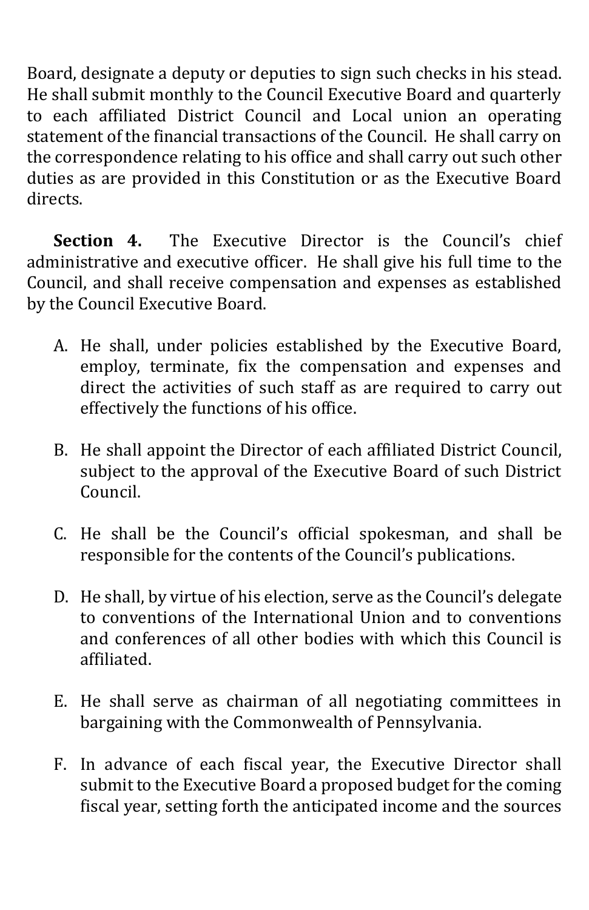Board, designate a deputy or deputies to sign such checks in his stead. He shall submit monthly to the Council Executive Board and quarterly to each affiliated District Council and Local union an operating statement of the financial transactions of the Council. He shall carry on the correspondence relating to his office and shall carry out such other duties as are provided in this Constitution or as the Executive Board directs.

**Section 4.** The Executive Director is the Council's chief administrative and executive officer. He shall give his full time to the Council, and shall receive compensation and expenses as established by the Council Executive Board.

A. He shall, under policies established by the Executive Board, employ, terminate, fix the compensation and expenses and direct the activities of such staff as are required to carry out effectively the functions of his office.

B. He shall appoint the Director of each affiliated District Council, subject to the approval of the Executive Board of such District Council.

C. He shall be the Council's official spokesman, and shall be responsible for the contents of the Council's publications.

D. He shall, by virtue of his election, serve as the Council's delegate to conventions of the International Union and to conventions and conferences of all other bodies with which this Council is affiliated.

E. He shall serve as chairman of all negotiating committees in bargaining with the Commonwealth of Pennsylvania.

F. In advance of each fiscal year, the Executive Director shall submit to the Executive Board a proposed budget for the coming fiscal year, setting forth the anticipated income and the sources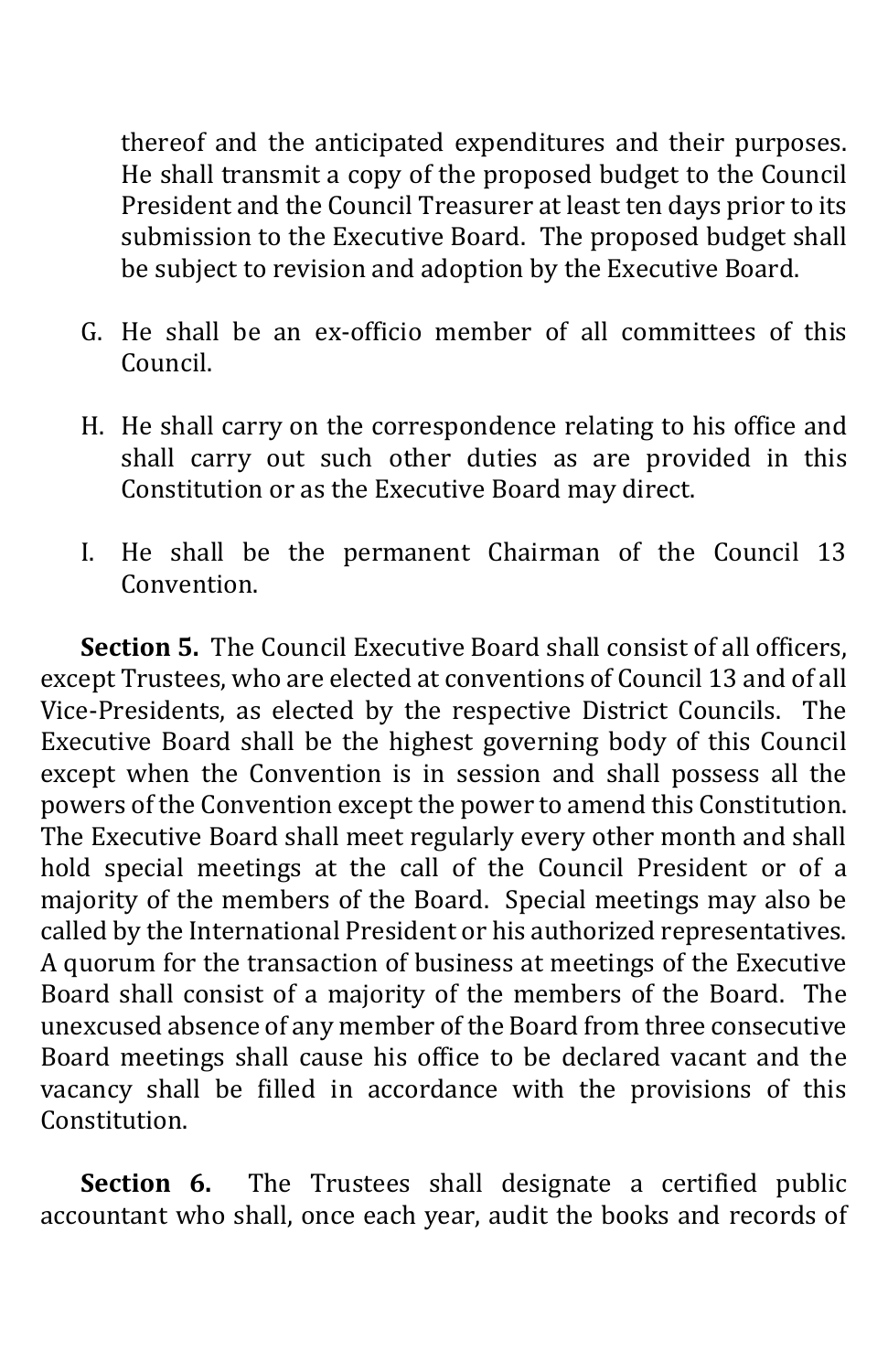thereof and the anticipated expenditures and their purposes. He shall transmit a copy of the proposed budget to the Council President and the Council Treasurer at least ten days prior to its submission to the Executive Board. The proposed budget shall be subject to revision and adoption by the Executive Board.

G. He shall be an ex-officio member of all committees of this Council.

H. He shall carry on the correspondence relating to his office and shall carry out such other duties as are provided in this Constitution or as the Executive Board may direct.

I. He shall be the permanent Chairman of the Council 13 Convention.

**Section 5.** The Council Executive Board shall consist of all officers, except Trustees, who are elected at conventions of Council 13 and of all Vice-Presidents, as elected by the respective District Councils. The Executive Board shall be the highest governing body of this Council except when the Convention is in session and shall possess all the powers of the Convention except the power to amend this Constitution. The Executive Board shall meet regularly every other month and shall hold special meetings at the call of the Council President or of a majority of the members of the Board. Special meetings may also be called by the International President or his authorized representatives. A quorum for the transaction of business at meetings of the Executive Board shall consist of a majority of the members of the Board. The unexcused absence of any member of the Board from three consecutive Board meetings shall cause his office to be declared vacant and the vacancy shall be filled in accordance with the provisions of this Constitution.

**Section 6.** The Trustees shall designate a certified public accountant who shall, once each year, audit the books and records of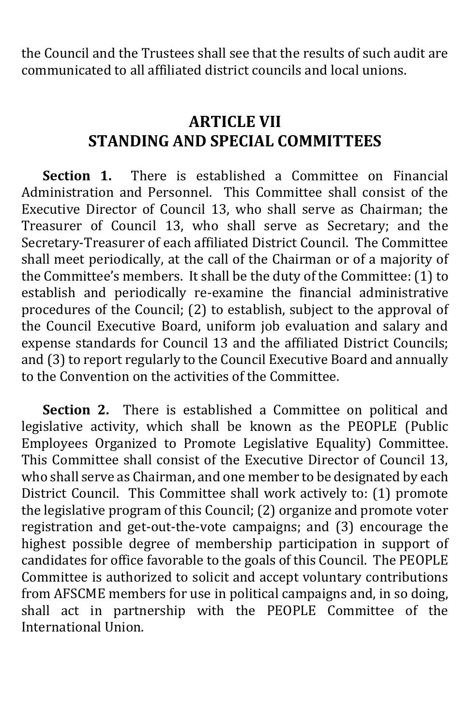the Council and the Trustees shall see that the results of such audit are communicated to all affiliated district councils and local unions.

## ARTICLE VII
## STANDING AND SPECIAL COMMITTEES

**Section 1.** There is established a Committee on Financial Administration and Personnel. This Committee shall consist of the Executive Director of Council 13, who shall serve as Chairman; the Treasurer of Council 13, who shall serve as Secretary; and the Secretary-Treasurer of each affiliated District Council. The Committee shall meet periodically, at the call of the Chairman or of a majority of the Committee's members. It shall be the duty of the Committee: (1) to establish and periodically re-examine the financial administrative procedures of the Council; (2) to establish, subject to the approval of the Council Executive Board, uniform job evaluation and salary and expense standards for Council 13 and the affiliated District Councils; and (3) to report regularly to the Council Executive Board and annually to the Convention on the activities of the Committee.

**Section 2.** There is established a Committee on political and legislative activity, which shall be known as the PEOPLE (Public Employees Organized to Promote Legislative Equality) Committee. This Committee shall consist of the Executive Director of Council 13, who shall serve as Chairman, and one member to be designated by each District Council. This Committee shall work actively to: (1) promote the legislative program of this Council; (2) organize and promote voter registration and get-out-the-vote campaigns; and (3) encourage the highest possible degree of membership participation in support of candidates for office favorable to the goals of this Council. The PEOPLE Committee is authorized to solicit and accept voluntary contributions from AFSCME members for use in political campaigns and, in so doing, shall act in partnership with the PEOPLE Committee of the International Union.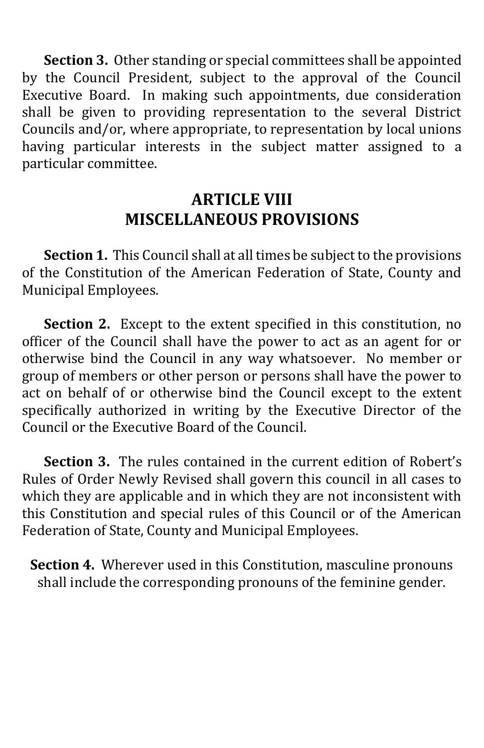**Section 3.** Other standing or special committees shall be appointed by the Council President, subject to the approval of the Council Executive Board. In making such appointments, due consideration shall be given to providing representation to the several District Councils and/or, where appropriate, to representation by local unions having particular interests in the subject matter assigned to a particular committee.

## ARTICLE VIII
## MISCELLANEOUS PROVISIONS

**Section 1.** This Council shall at all times be subject to the provisions of the Constitution of the American Federation of State, County and Municipal Employees.

**Section 2.** Except to the extent specified in this constitution, no officer of the Council shall have the power to act as an agent for or otherwise bind the Council in any way whatsoever. No member or group of members or other person or persons shall have the power to act on behalf of or otherwise bind the Council except to the extent specifically authorized in writing by the Executive Director of the Council or the Executive Board of the Council.

**Section 3.** The rules contained in the current edition of Robert's Rules of Order Newly Revised shall govern this council in all cases to which they are applicable and in which they are not inconsistent with this Constitution and special rules of this Council or of the American Federation of State, County and Municipal Employees.

**Section 4.** Wherever used in this Constitution, masculine pronouns shall include the corresponding pronouns of the feminine gender.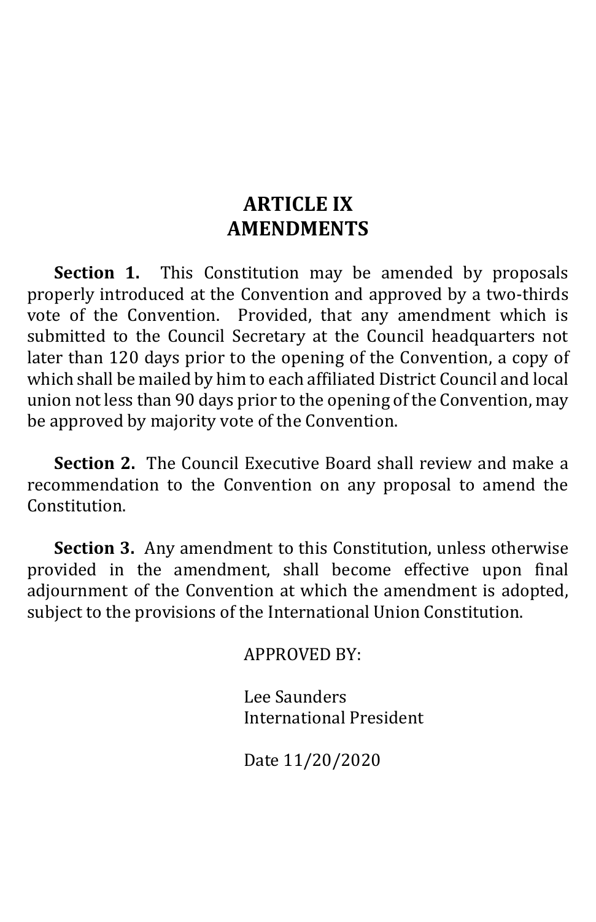# ARTICLE IX
# AMENDMENTS

**Section 1.** This Constitution may be amended by proposals properly introduced at the Convention and approved by a two-thirds vote of the Convention. Provided, that any amendment which is submitted to the Council Secretary at the Council headquarters not later than 120 days prior to the opening of the Convention, a copy of which shall be mailed by him to each affiliated District Council and local union not less than 90 days prior to the opening of the Convention, may be approved by majority vote of the Convention.

**Section 2.** The Council Executive Board shall review and make a recommendation to the Convention on any proposal to amend the Constitution.

**Section 3.** Any amendment to this Constitution, unless otherwise provided in the amendment, shall become effective upon final adjournment of the Convention at which the amendment is adopted, subject to the provisions of the International Union Constitution.

APPROVED BY:

Lee Saunders
International President

Date 11/20/2020